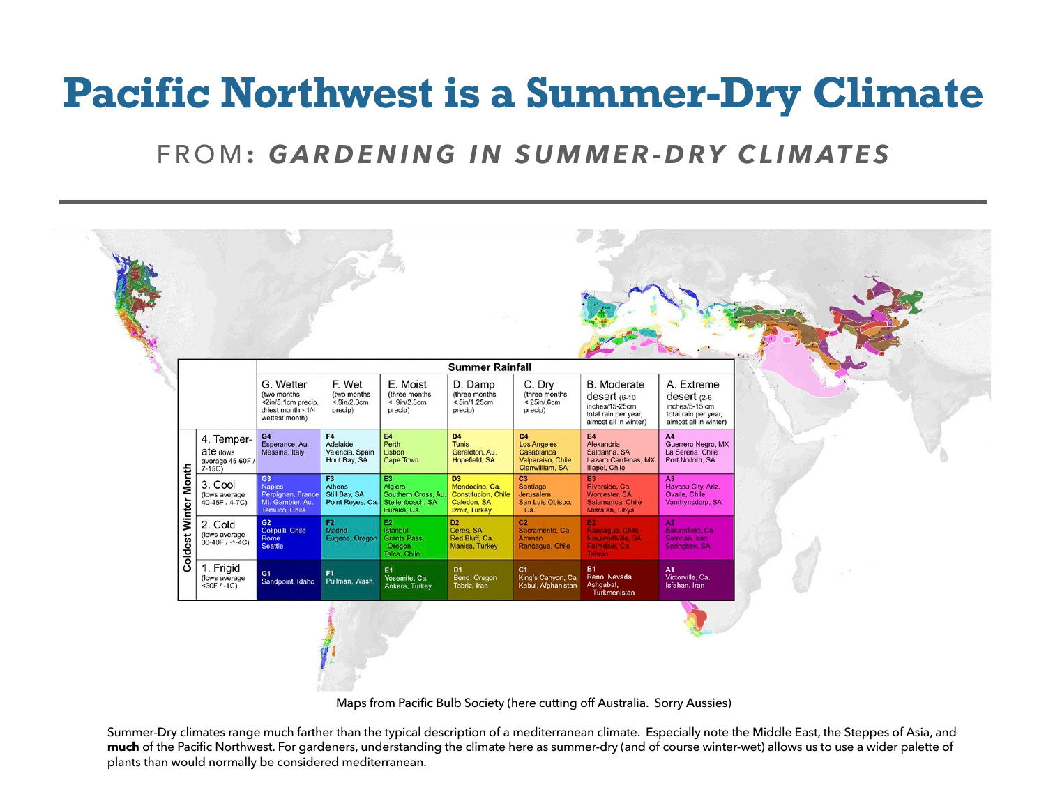# Pacific Northwest is a Summer-Dry Climate

## FROM: *GARDENING IN SUMMER-DRY CLIMATES*

| Coldest Winter Month | Summer Rainfall | | | | | | |
|---|---|---|---|---|---|---|---|
| | G. Wetter (two months <2in/5.1cm precip, driest month <1/4 wettest month) | F. Wet (two months <.9in/2.3cm precip) | E. Moist (three months < .9in/2.3cm precip) | D. Damp (three months <.5in/1.25cm precip) | C. Dry (three months <.25in/.6cm precip) | B. Moderate desert (6-10 inches/15-25cm total rain per year, almost all in winter) | A. Extreme desert (2-6 inches/5-15 cm total rain per year, almost all in winter) |
| 4. Temperate (lows average 45-60F / 7-15C) | G4 Esperance, Au. Messina, Italy | F4 Adelaide Valencia, Spain Hout Bay, SA | E4 Perth Lisbon Cape Town | D4 Tunis Geraldton, Au. Hopefield, SA | C4 Los Angeles Casablanca Valparaiso, Chile Clanwilliam, SA | B4 Alexandria Saldanha, SA Lazaro Cardenas, MX Illapel, Chile | A4 Guerrero Negro, MX La Serena, Chile Port Nolloth, SA |
| 3. Cool (lows average 40-45F / 4-7C) | G3 Naples Perpignan, France Mt. Gambier, Au. Temuco, Chile | F3 Athens Still Bay, SA Point Reyes, Ca. | E3 Algiers Southern Cross, Au. Stellenbosch, SA Eureka, Ca. | D3 Mendocino, Ca. Constitucion, Chile Caledon, SA Izmir, Turkey | C3 Santiago Jerusalem San Luis Obispo, Ca. | B3 Riverside, Ca. Worcester, SA Salamanca, Chile Misratah, Libya | A3 Havasu City, Ariz. Ovalle, Chile Vanrhynsdorp, SA |
| 2. Cold (lows average 30-40F / -1-4C) | G2 Collipulli, Chile Rome Seattle | F2 Madrid Eugene, Oregon | E2 Istanbul Grants Pass, Oregon Talca, Chile | D2 Ceres, SA Red Bluff, Ca. Manisa, Turkey | C2 Sacramento, Ca. Amman Rancagua, Chile | B2 Rancagua, Chile Nieuwoudtville, SA Palmdale, Ca. Tehran | A2 Bakersfield, Ca. Semnan, Iran Springbok, SA |
| 1. Frigid (lows average <30F / -1C) | G1 Sandpoint, Idaho | F1 Pullman, Wash. | E1 Yosemite, Ca. Ankara, Turkey | D1 Bend, Oregon Tabriz, Iran | C1 King's Canyon, Ca. Kabul, Afghanistan | B1 Reno, Nevada Ashgabat, Turkmenistan | A1 Victorville, Ca. Isfahan, Iran |

Maps from Pacific Bulb Society (here cutting off Australia. Sorry Aussies)

Summer-Dry climates range much farther than the typical description of a mediterranean climate. Especially note the Middle East, the Steppes of Asia, and **much** of the Pacific Northwest. For gardeners, understanding the climate here as summer-dry (and of course winter-wet) allows us to use a wider palette of plants than would normally be considered mediterranean.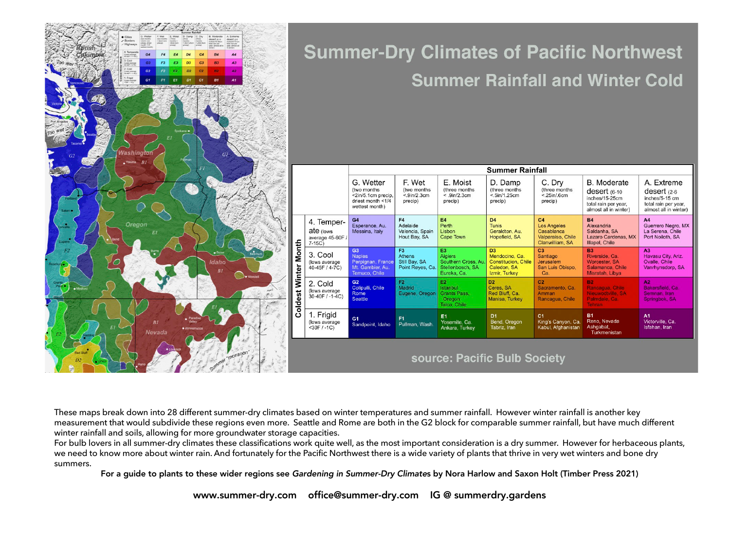# Summer-Dry Climates of Pacific Northwest

## Summer Rainfall and Winter Cold

| | | | | | Summer Rainfall | | | |
|---|---|---|---|---|---|---|---|---|
| | | G. Wetter (two months <2in/5.1cm precip, driest month <1/4 wettest month) | F. Wet (two months <.9in/2.3cm precip) | E. Moist (three months < .9in/2.3cm precip) | D. Damp (three months <.5in/1.25cm precip) | C. Dry (three months <.25in/.6cm precip) | B. Moderate desert (6-10 inches/15-25cm total rain per year, almost all in winter) | A. Extreme desert (2-6 inches/5-15 cm total rain per year, almost all in winter) |
| Coldest Winter Month | 4. Temperate (lows average 45-60F / 7-15C) | G4 Esperance, Au. Messina, Italy | F4 Adelaide Valencia, Spain Hout Bay, SA | E4 Perth Lisbon Cape Town | D4 Tunis Geraldton, Au. Hopefield, SA | C4 Los Angeles Casablanca Valparaiso, Chile Clanwilliam, SA | B4 Alexandria Saldanha, SA Lazaro Cardenas, MX Illapel, Chile | A4 Guerrero Negro, MX La Serena, Chile Port Nolloth, SA |
| | 3. Cool (lows average 40-45F / 4-7C) | G3 Naples Perpignan, France Mt. Gambier, Au. Temuco, Chile | F3 Athens Still Bay, SA Point Reyes, Ca. | E3 Algiers Southern Cross, Au. Stellenbosch, SA Eureka, Ca. | D3 Mendocino, Ca. Constitucion, Chile Caledon, SA Izmir, Turkey | C3 Santiago Jerusalem San Luis Obispo, Ca. | B3 Riverside, Ca. Worcester, SA Salamanca, Chile Misratah, Libya | A3 Havasu City, Ariz. Ovalle, Chile Vanrhynsdorp, SA |
| | 2. Cold (lows average 30-40F / -1-4C) | G2 Collipulli, Chile Rome Seattle | F2 Madrid Eugene, Oregon | E2 Istanbul Grants Pass, Oregon Talca, Chile | D2 Ceres, SA Red Bluff, Ca. Manisa, Turkey | C2 Sacramento, Ca. Amman Rancagua, Chile | B2 Rancagua, Chile Nieuwoudtville, SA Palmdale, Ca. Tehran | A2 Bakersfield, Ca. Semnan, Iran Springbok, SA |
| | 1. Frigid (lows average <30F / -1C) | G1 Sandpoint, Idaho | F1 Pullman, Wash. | E1 Yosemite, Ca. Ankara, Turkey | D1 Bend, Oregon Tabriz, Iran | C1 King's Canyon, Ca. Kabul, Afghanistan | B1 Reno, Nevada Ashgabat, Turkmenistan | A1 Victorville, Ca. Isfahan, Iran |

source: Pacific Bulb Society

These maps break down into 28 different summer-dry climates based on winter temperatures and summer rainfall. However winter rainfall is another key measurement that would subdivide these regions even more. Seattle and Rome are both in the G2 block for comparable summer rainfall, but have much different winter rainfall and soils, allowing for more groundwater storage capacities.

For bulb lovers in all summer-dry climates these classifications work quite well, as the most important consideration is a dry summer. However for herbaceous plants, we need to know more about winter rain. And fortunately for the Pacific Northwest there is a wide variety of plants that thrive in very wet winters and bone dry summers.

**For a guide to plants to these wider regions see *Gardening in Summer-Dry Climates* by Nora Harlow and Saxon Holt (Timber Press 2021)**

**www.summer-dry.com office@summer-dry.com IG @ summerdry.gardens**